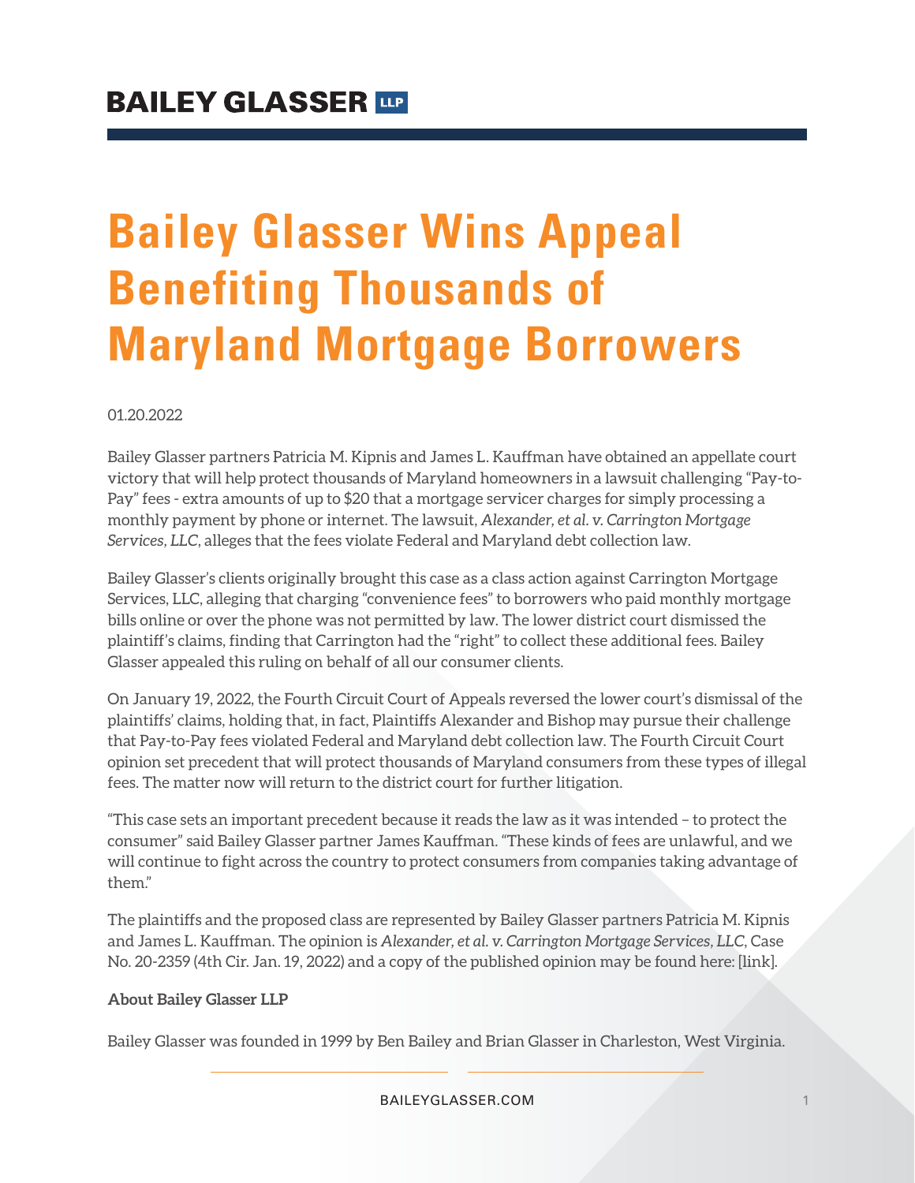BAILEY GLASSER LLP

# Bailey Glasser Wins Appeal Benefiting Thousands of Maryland Mortgage Borrowers

01.20.2022

Bailey Glasser partners Patricia M. Kipnis and James L. Kauffman have obtained an appellate court victory that will help protect thousands of Maryland homeowners in a lawsuit challenging "Pay-to-Pay" fees - extra amounts of up to $20 that a mortgage servicer charges for simply processing a monthly payment by phone or internet. The lawsuit, *Alexander, et al. v. Carrington Mortgage Services, LLC*, alleges that the fees violate Federal and Maryland debt collection law.

Bailey Glasser's clients originally brought this case as a class action against Carrington Mortgage Services, LLC, alleging that charging "convenience fees" to borrowers who paid monthly mortgage bills online or over the phone was not permitted by law. The lower district court dismissed the plaintiff's claims, finding that Carrington had the "right" to collect these additional fees. Bailey Glasser appealed this ruling on behalf of all our consumer clients.

On January 19, 2022, the Fourth Circuit Court of Appeals reversed the lower court's dismissal of the plaintiffs' claims, holding that, in fact, Plaintiffs Alexander and Bishop may pursue their challenge that Pay-to-Pay fees violated Federal and Maryland debt collection law. The Fourth Circuit Court opinion set precedent that will protect thousands of Maryland consumers from these types of illegal fees. The matter now will return to the district court for further litigation.

"This case sets an important precedent because it reads the law as it was intended – to protect the consumer" said Bailey Glasser partner James Kauffman. "These kinds of fees are unlawful, and we will continue to fight across the country to protect consumers from companies taking advantage of them."

The plaintiffs and the proposed class are represented by Bailey Glasser partners Patricia M. Kipnis and James L. Kauffman. The opinion is *Alexander, et al. v. Carrington Mortgage Services, LLC*, Case No. 20-2359 (4th Cir. Jan. 19, 2022) and a copy of the published opinion may be found here: [link].

**About Bailey Glasser LLP**

Bailey Glasser was founded in 1999 by Ben Bailey and Brian Glasser in Charleston, West Virginia.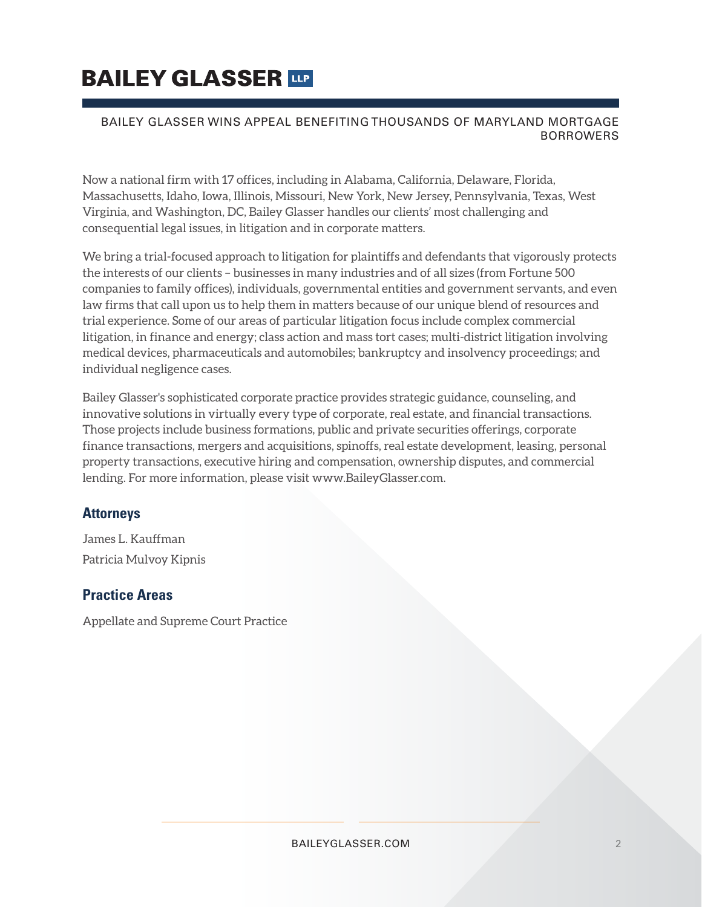Now a national firm with 17 offices, including in Alabama, California, Delaware, Florida, Massachusetts, Idaho, Iowa, Illinois, Missouri, New York, New Jersey, Pennsylvania, Texas, West Virginia, and Washington, DC, Bailey Glasser handles our clients' most challenging and consequential legal issues, in litigation and in corporate matters.

We bring a trial-focused approach to litigation for plaintiffs and defendants that vigorously protects the interests of our clients – businesses in many industries and of all sizes (from Fortune 500 companies to family offices), individuals, governmental entities and government servants, and even law firms that call upon us to help them in matters because of our unique blend of resources and trial experience. Some of our areas of particular litigation focus include complex commercial litigation, in finance and energy; class action and mass tort cases; multi-district litigation involving medical devices, pharmaceuticals and automobiles; bankruptcy and insolvency proceedings; and individual negligence cases.

Bailey Glasser's sophisticated corporate practice provides strategic guidance, counseling, and innovative solutions in virtually every type of corporate, real estate, and financial transactions. Those projects include business formations, public and private securities offerings, corporate finance transactions, mergers and acquisitions, spinoffs, real estate development, leasing, personal property transactions, executive hiring and compensation, ownership disputes, and commercial lending. For more information, please visit www.BaileyGlasser.com.

## Attorneys

James L. Kauffman

Patricia Mulvoy Kipnis

## Practice Areas

Appellate and Supreme Court Practice